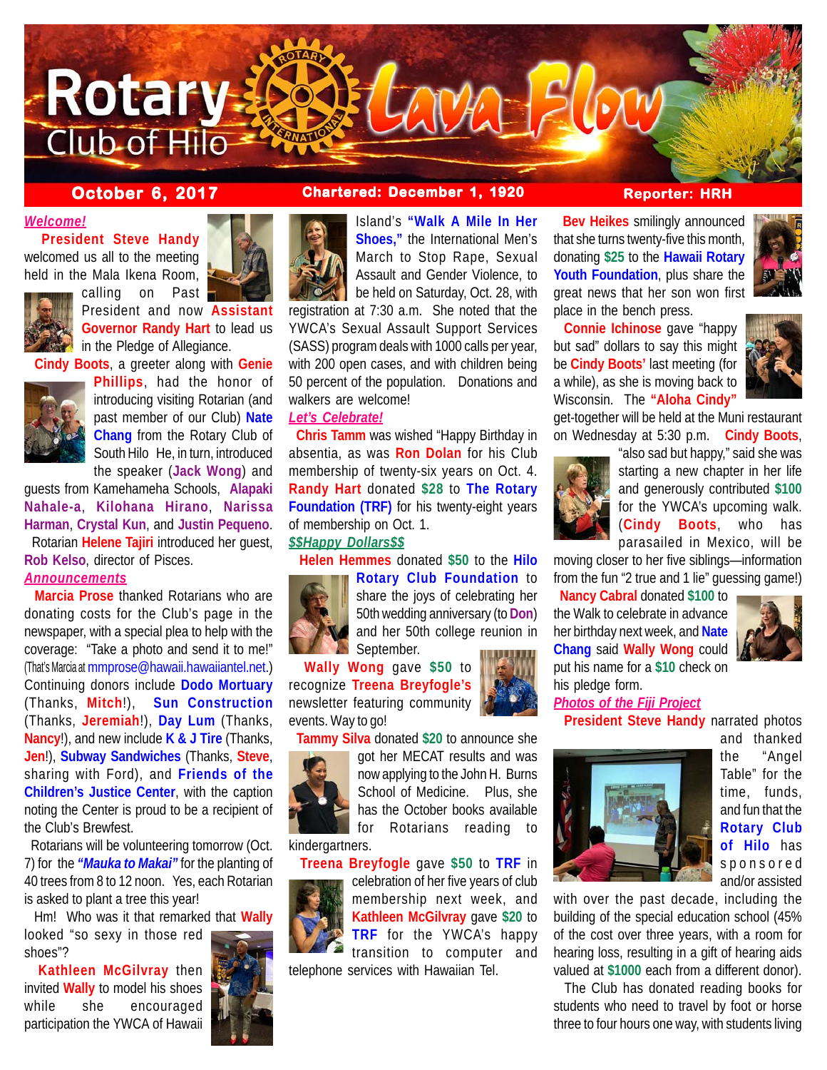# Rotary Club of Hilo Lava Flow

**October 6, 2017** | **Chartered: December 1, 1920** | **Reporter: HRH**

## *Welcome!*

**President Steve Handy** welcomed us all to the meeting held in the Mala Ikena Room, calling on Past President and now **Assistant Governor Randy Hart** to lead us in the Pledge of Allegiance.

**Cindy Boots**, a greeter along with **Genie Phillips**, had the honor of introducing visiting Rotarian (and past member of our Club) **Nate Chang** from the Rotary Club of South Hilo He, in turn, introduced the speaker (**Jack Wong**) and guests from Kamehameha Schools, **Alapaki Nahale-a**, **Kilohana Hirano**, **Narissa Harman**, **Crystal Kun**, and **Justin Pequeno**.

Rotarian **Helene Tajiri** introduced her guest, **Rob Kelso**, director of Pisces.

## *Announcements*

**Marcia Prose** thanked Rotarians who are donating costs for the Club's page in the newspaper, with a special plea to help with the coverage: "Take a photo and send it to me!" (That's Marcia at mmprose@hawaii.hawaiiantel.net.) Continuing donors include **Dodo Mortuary** (Thanks, **Mitch**!), **Sun Construction** (Thanks, **Jeremiah**!), **Day Lum** (Thanks, **Nancy**!), and new include **K & J Tire** (Thanks, **Jen**!), **Subway Sandwiches** (Thanks, **Steve**, sharing with Ford), and **Friends of the Children's Justice Center**, with the caption noting the Center is proud to be a recipient of the Club's Brewfest.

Rotarians will be volunteering tomorrow (Oct. 7) for the ***"Mauka to Makai"*** for the planting of 40 trees from 8 to 12 noon. Yes, each Rotarian is asked to plant a tree this year!

Hm! Who was it that remarked that **Wally** looked "so sexy in those red shoes"?

**Kathleen McGilvray** then invited **Wally** to model his shoes while she encouraged participation the YWCA of Hawaii Island's **"Walk A Mile In Her Shoes,"** the International Men's March to Stop Rape, Sexual Assault and Gender Violence, to be held on Saturday, Oct. 28, with registration at 7:30 a.m. She noted that the YWCA's Sexual Assault Support Services (SASS) program deals with 1000 calls per year, with 200 open cases, and with children being 50 percent of the population. Donations and walkers are welcome!

## *Let's Celebrate!*

**Chris Tamm** was wished "Happy Birthday in absentia, as was **Ron Dolan** for his Club membership of twenty-six years on Oct. 4. **Randy Hart** donated **$28** to **The Rotary Foundation (TRF)** for his twenty-eight years of membership on Oct. 1.

## *$$Happy Dollars$$*

**Helen Hemmes** donated **$50** to the **Hilo Rotary Club Foundation** to share the joys of celebrating her 50th wedding anniversary (to **Don**) and her 50th college reunion in September.

**Wally Wong** gave **$50** to recognize **Treena Breyfogle's** newsletter featuring community events. Way to go!

**Tammy Silva** donated **$20** to announce she got her MECAT results and was now applying to the John H. Burns School of Medicine. Plus, she has the October books available for Rotarians reading to kindergartners.

**Treena Breyfogle** gave **$50** to **TRF** in celebration of her five years of club membership next week, and **Kathleen McGilvray** gave **$20** to **TRF** for the YWCA's happy transition to computer and telephone services with Hawaiian Tel.

**Bev Heikes** smilingly announced that she turns twenty-five this month, donating **$25** to the **Hawaii Rotary Youth Foundation**, plus share the great news that her son won first place in the bench press.

**Connie Ichinose** gave "happy but sad" dollars to say this might be **Cindy Boots'** last meeting (for a while), as she is moving back to Wisconsin. The **"Aloha Cindy"** get-together will be held at the Muni restaurant on Wednesday at 5:30 p.m. **Cindy Boots**, "also sad but happy," said she was starting a new chapter in her life and generously contributed **$100** for the YWCA's upcoming walk. (**Cindy Boots**, who has parasailed in Mexico, will be moving closer to her five siblings—information from the fun "2 true and 1 lie" guessing game!)

**Nancy Cabral** donated **$100** to the Walk to celebrate in advance her birthday next week, and **Nate Chang** said **Wally Wong** could put his name for a **$10** check on his pledge form.

## *Photos of the Fiji Project*

**President Steve Handy** narrated photos and thanked the "Angel Table" for the time, funds, and fun that the **Rotary Club of Hilo** has sponsored and/or assisted with over the past decade, including the building of the special education school (45% of the cost over three years, with a room for hearing loss, resulting in a gift of hearing aids valued at **$1000** each from a different donor).

The Club has donated reading books for students who need to travel by foot or horse three to four hours one way, with students living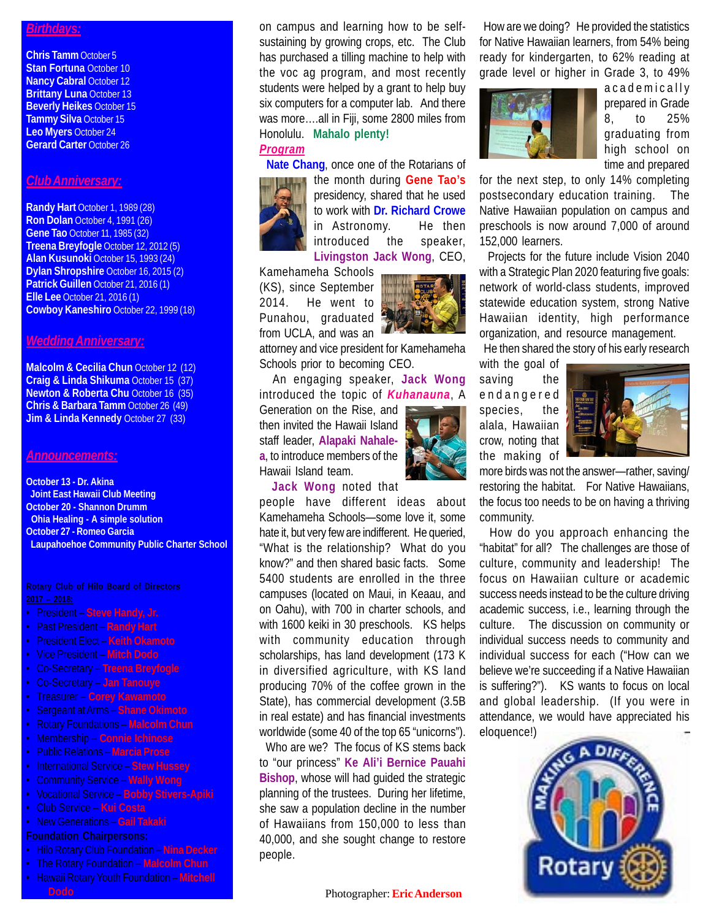## *Birthdays:*

**Chris Tamm** October 5
**Stan Fortuna** October 10
**Nancy Cabral** October 12
**Brittany Luna** October 13
**Beverly Heikes** October 15
**Tammy Silva** October 15
**Leo Myers** October 24
**Gerard Carter** October 26

## *Club Anniversary:*

**Randy Hart** October 1, 1989 (28)
**Ron Dolan** October 4, 1991 (26)
**Gene Tao** October 11, 1985 (32)
**Treena Breyfogle** October 12, 2012 (5)
**Alan Kusunoki** October 15, 1993 (24)
**Dylan Shropshire** October 16, 2015 (2)
**Patrick Guillen** October 21, 2016 (1)
**Elle Lee** October 21, 2016 (1)
**Cowboy Kaneshiro** October 22, 1999 (18)

## *Wedding Anniversary:*

**Malcolm & Cecilia Chun** October 12 (12)
**Craig & Linda Shikuma** October 15 (37)
**Newton & Roberta Chu** October 16 (35)
**Chris & Barbara Tamm** October 26 (49)
**Jim & Linda Kennedy** October 27 (33)

## *Announcements:*

**October 13 - Dr. Akina**
**Joint East Hawaii Club Meeting**
**October 20 - Shannon Drumm**
**Ohia Healing - A simple solution**
**October 27 - Romeo Garcia**
**Laupahoehoe Community Public Charter School**

**Rotary Club of Hilo Board of Directors**
**2017 – 2018:**

- President – **Steve Handy, Jr.**
- Past President – **Randy Hart**
- President Elect – **Keith Okamoto**
- Vice President – **Mitch Dodo**
- Co-Secretary – **Treena Breyfogle**
- Co-Secretary – **Jan Tanouye**
- Treasurer – **Corey Kawamoto**
- Sergeant at Arms – **Shane Okimoto**
- Rotary Foundations – **Malcolm Chun**
- Membership – **Connie Ichinose**
- Public Relations – **Marcia Prose**
- International Service – **Stew Hussey**
- Community Service – **Wally Wong**
- Vocational Service – **Bobby Stivers-Apiki**
- Club Service – **Kui Costa**
- New Generations – **Gail Takaki**

**Foundation Chairpersons:**

- Hilo Rotary Club Foundation – **Nina Decker**
- The Rotary Foundation – **Malcolm Chun**
- Hawaii Rotary Youth Foundation – **Mitchell Dodo**

on campus and learning how to be self-sustaining by growing crops, etc. The Club has purchased a tilling machine to help with the voc ag program, and most recently students were helped by a grant to help buy six computers for a computer lab. And there was more….all in Fiji, some 2800 miles from Honolulu. **Mahalo plenty!**

## *Program*

**Nate Chang**, once one of the Rotarians of the month during **Gene Tao's** presidency, shared that he used to work with **Dr. Richard Crowe** in Astronomy. He then introduced the speaker, **Livingston Jack Wong**, CEO, Kamehameha Schools (KS), since September 2014. He went to Punahou, graduated from UCLA, and was an attorney and vice president for Kamehameha Schools prior to becoming CEO.

An engaging speaker, **Jack Wong** introduced the topic of ***Kuhanauna***, A Generation on the Rise, and then invited the Hawaii Island staff leader, **Alapaki Nahale-a**, to introduce members of the Hawaii Island team.

**Jack Wong** noted that people have different ideas about Kamehameha Schools—some love it, some hate it, but very few are indifferent. He queried, "What is the relationship? What do you know?" and then shared basic facts. Some 5400 students are enrolled in the three campuses (located on Maui, in Keaau, and on Oahu), with 700 in charter schools, and with 1600 keiki in 30 preschools. KS helps with community education through scholarships, has land development (173 K in diversified agriculture, with KS land producing 70% of the coffee grown in the State), has commercial development (3.5B in real estate) and has financial investments worldwide (some 40 of the top 65 "unicorns").

Who are we? The focus of KS stems back to "our princess" **Ke Ali'i Bernice Pauahi Bishop**, whose will had guided the strategic planning of the trustees. During her lifetime, she saw a population decline in the number of Hawaiians from 150,000 to less than 40,000, and she sought change to restore people.

How are we doing? He provided the statistics for Native Hawaiian learners, from 54% being ready for kindergarten, to 62% reading at grade level or higher in Grade 3, to 49% academically prepared in Grade 8, to 25% graduating from high school on time and prepared for the next step, to only 14% completing postsecondary education training. The Native Hawaiian population on campus and preschools is now around 7,000 of around 152,000 learners.

Projects for the future include Vision 2040 with a Strategic Plan 2020 featuring five goals: network of world-class students, improved statewide education system, strong Native Hawaiian identity, high performance organization, and resource management.

He then shared the story of his early research with the goal of saving the endangered species, the alala, Hawaiian crow, noting that the making of more birds was not the answer—rather, saving/restoring the habitat. For Native Hawaiians, the focus too needs to be on having a thriving community.

How do you approach enhancing the "habitat" for all? The challenges are those of culture, community and leadership! The focus on Hawaiian culture or academic success needs instead to be the culture driving academic success, i.e., learning through the culture. The discussion on community or individual success needs to community and individual success for each ("How can we believe we're succeeding if a Native Hawaiian is suffering?"). KS wants to focus on local and global leadership. (If you were in attendance, we would have appreciated his eloquence!)

Photographer: **Eric Anderson**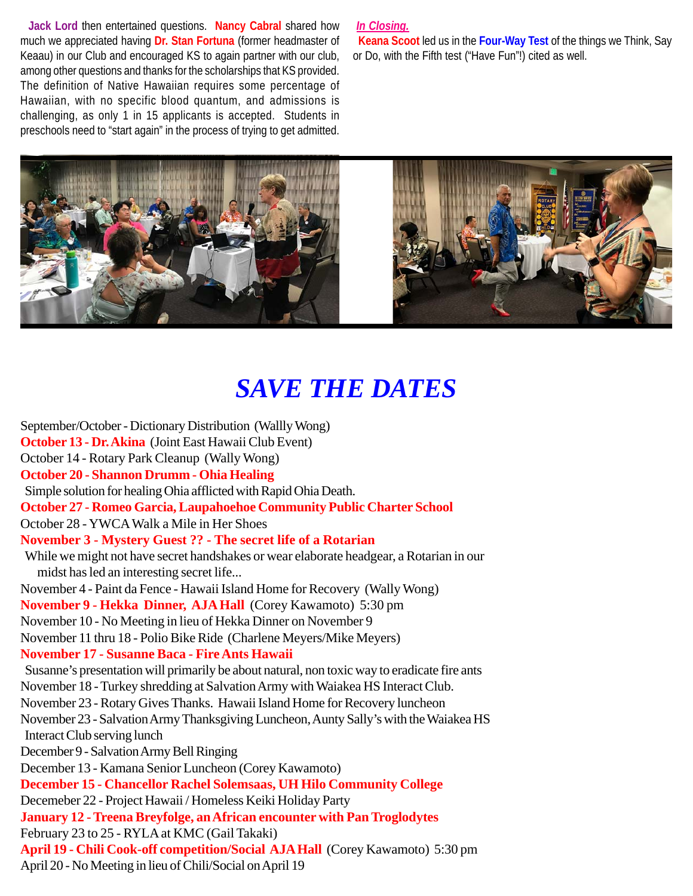**Jack Lord** then entertained questions. **Nancy Cabral** shared how much we appreciated having **Dr. Stan Fortuna** (former headmaster of Keaau) in our Club and encouraged KS to again partner with our club, among other questions and thanks for the scholarships that KS provided. The definition of Native Hawaiian requires some percentage of Hawaiian, with no specific blood quantum, and admissions is challenging, as only 1 in 15 applicants is accepted. Students in preschools need to "start again" in the process of trying to get admitted.

***In Closing.***

**Keana Scoot** led us in the **Four-Way Test** of the things we Think, Say or Do, with the Fifth test ("Have Fun"!) cited as well.

# *SAVE THE DATES*

September/October - Dictionary Distribution (Wallly Wong)
**October 13 - Dr. Akina** (Joint East Hawaii Club Event)
October 14 - Rotary Park Cleanup (Wally Wong)
**October 20 - Shannon Drumm - Ohia Healing**
Simple solution for healing Ohia afflicted with Rapid Ohia Death.
**October 27 - Romeo Garcia, Laupahoehoe Community Public Charter School**
October 28 - YWCA Walk a Mile in Her Shoes
**November 3 - Mystery Guest ?? - The secret life of a Rotarian**
While we might not have secret handshakes or wear elaborate headgear, a Rotarian in our midst has led an interesting secret life...
November 4 - Paint da Fence - Hawaii Island Home for Recovery (Wally Wong)
**November 9 - Hekka Dinner, AJA Hall** (Corey Kawamoto) 5:30 pm
November 10 - No Meeting in lieu of Hekka Dinner on November 9
November 11 thru 18 - Polio Bike Ride (Charlene Meyers/Mike Meyers)
**November 17 - Susanne Baca - Fire Ants Hawaii**
Susanne's presentation will primarily be about natural, non toxic way to eradicate fire ants
November 18 - Turkey shredding at Salvation Army with Waiakea HS Interact Club.
November 23 - Rotary Gives Thanks. Hawaii Island Home for Recovery luncheon
November 23 - Salvation Army Thanksgiving Luncheon, Aunty Sally's with the Waiakea HS Interact Club serving lunch
December 9 - Salvation Army Bell Ringing
December 13 - Kamana Senior Luncheon (Corey Kawamoto)
**December 15 - Chancellor Rachel Solemsaas, UH Hilo Community College**
Decemeber 22 - Project Hawaii / Homeless Keiki Holiday Party
**January 12 - Treena Breyfolge, an African encounter with Pan Troglodytes**
February 23 to 25 - RYLA at KMC (Gail Takaki)
**April 19 - Chili Cook-off competition/Social AJA Hall** (Corey Kawamoto) 5:30 pm
April 20 - No Meeting in lieu of Chili/Social on April 19